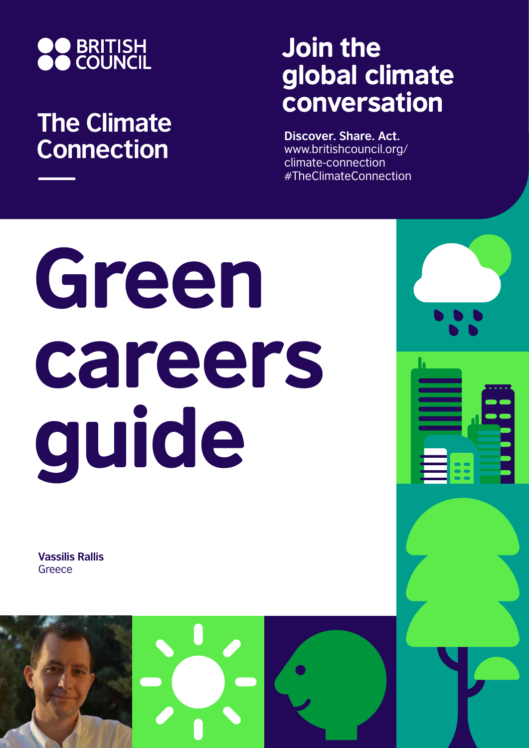BRITISH COUNCIL

The Climate Connection

## Join the global climate conversation

**Discover. Share. Act.**
www.britishcouncil.org/climate-connection
#TheClimateConnection

# Green careers guide

**Vassilis Rallis**
Greece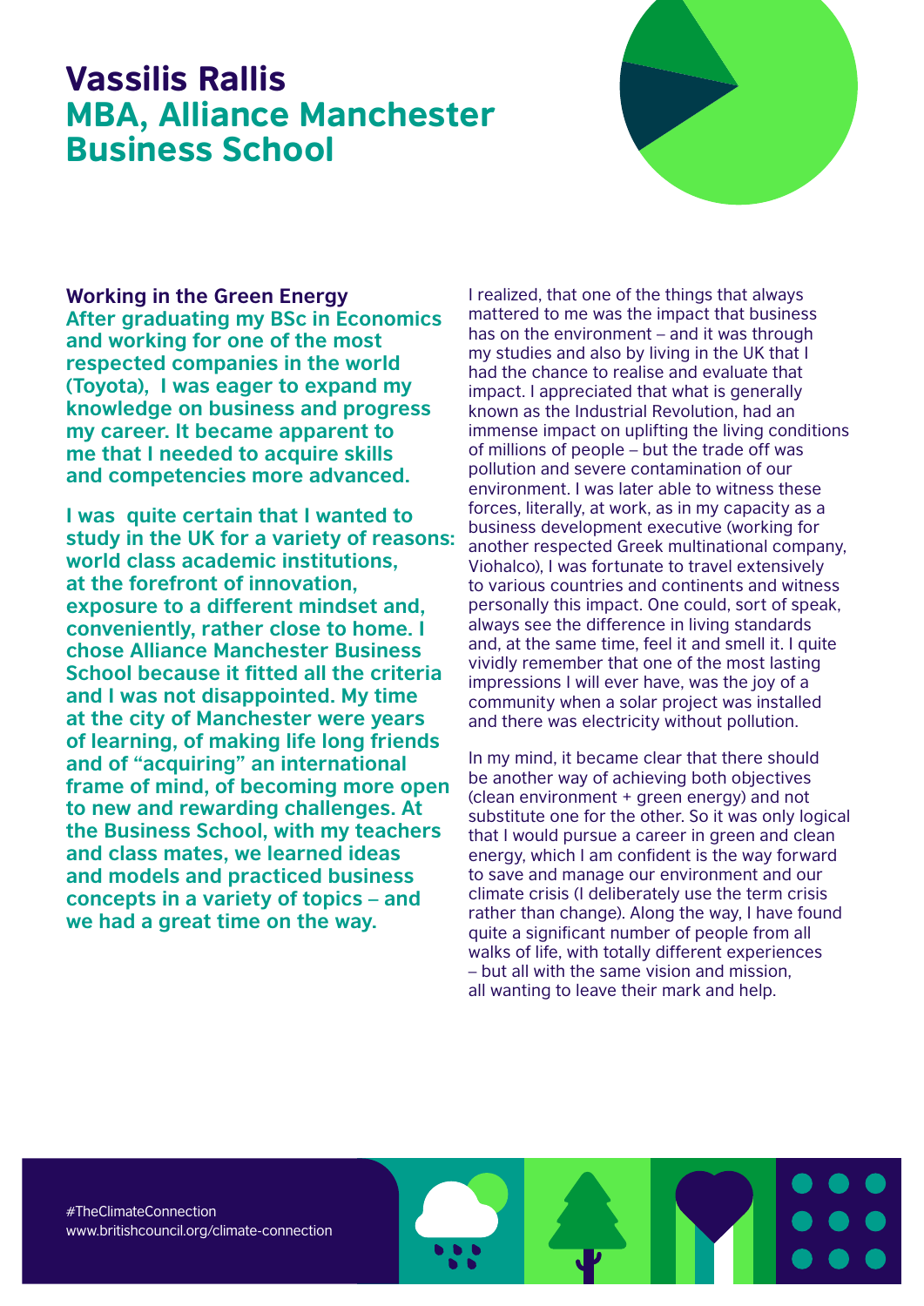# Vassilis Rallis
## MBA, Alliance Manchester Business School

**Working in the Green Energy**

**After graduating my BSc in Economics and working for one of the most respected companies in the world (Toyota), I was eager to expand my knowledge on business and progress my career. It became apparent to me that I needed to acquire skills and competencies more advanced.**

**I was quite certain that I wanted to study in the UK for a variety of reasons: world class academic institutions, at the forefront of innovation, exposure to a different mindset and, conveniently, rather close to home. I chose Alliance Manchester Business School because it fitted all the criteria and I was not disappointed. My time at the city of Manchester were years of learning, of making life long friends and of "acquiring" an international frame of mind, of becoming more open to new and rewarding challenges. At the Business School, with my teachers and class mates, we learned ideas and models and practiced business concepts in a variety of topics – and we had a great time on the way.**

I realized, that one of the things that always mattered to me was the impact that business has on the environment – and it was through my studies and also by living in the UK that I had the chance to realise and evaluate that impact. I appreciated that what is generally known as the Industrial Revolution, had an immense impact on uplifting the living conditions of millions of people – but the trade off was pollution and severe contamination of our environment. I was later able to witness these forces, literally, at work, as in my capacity as a business development executive (working for another respected Greek multinational company, Viohalco), I was fortunate to travel extensively to various countries and continents and witness personally this impact. One could, sort of speak, always see the difference in living standards and, at the same time, feel it and smell it. I quite vividly remember that one of the most lasting impressions I will ever have, was the joy of a community when a solar project was installed and there was electricity without pollution.

In my mind, it became clear that there should be another way of achieving both objectives (clean environment + green energy) and not substitute one for the other. So it was only logical that I would pursue a career in green and clean energy, which I am confident is the way forward to save and manage our environment and our climate crisis (I deliberately use the term crisis rather than change). Along the way, I have found quite a significant number of people from all walks of life, with totally different experiences – but all with the same vision and mission, all wanting to leave their mark and help.

#TheClimateConnection
www.britishcouncil.org/climate-connection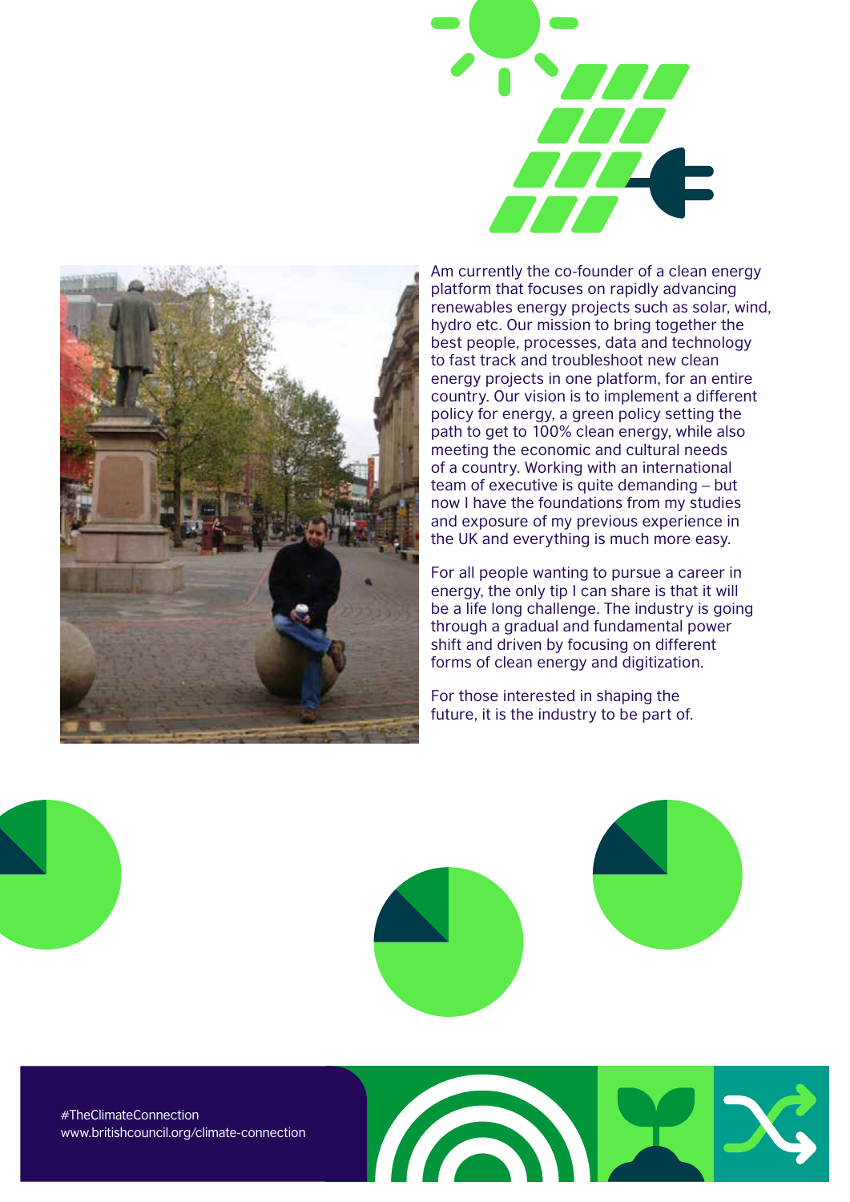Am currently the co-founder of a clean energy platform that focuses on rapidly advancing renewables energy projects such as solar, wind, hydro etc. Our mission to bring together the best people, processes, data and technology to fast track and troubleshoot new clean energy projects in one platform, for an entire country. Our vision is to implement a different policy for energy, a green policy setting the path to get to 100% clean energy, while also meeting the economic and cultural needs of a country. Working with an international team of executive is quite demanding – but now I have the foundations from my studies and exposure of my previous experience in the UK and everything is much more easy.

For all people wanting to pursue a career in energy, the only tip I can share is that it will be a life long challenge. The industry is going through a gradual and fundamental power shift and driven by focusing on different forms of clean energy and digitization.

For those interested in shaping the future, it is the industry to be part of.

#TheClimateConnection
www.britishcouncil.org/climate-connection